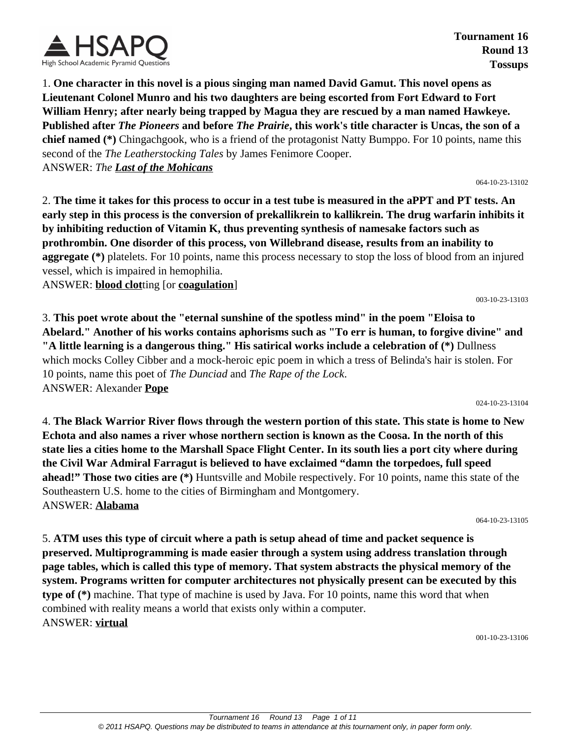**Tournament 16**
**Round 13**
**Tossups**

1. **One character in this novel is a pious singing man named David Gamut. This novel opens as Lieutenant Colonel Munro and his two daughters are being escorted from Fort Edward to Fort William Henry; after nearly being trapped by Magua they are rescued by a man named Hawkeye. Published after *The Pioneers* and before *The Prairie*, this work's title character is Uncas, the son of a chief named (\*)** Chingachgook, who is a friend of the protagonist Natty Bumppo. For 10 points, name this second of the *The Leatherstocking Tales* by James Fenimore Cooper.
ANSWER: *The* ***Last of the Mohicans***

064-10-23-13102

2. **The time it takes for this process to occur in a test tube is measured in the aPPT and PT tests. An early step in this process is the conversion of prekallikrein to kallikrein. The drug warfarin inhibits it by inhibiting reduction of Vitamin K, thus preventing synthesis of namesake factors such as prothrombin. One disorder of this process, von Willebrand disease, results from an inability to aggregate (\*)** platelets. For 10 points, name this process necessary to stop the loss of blood from an injured vessel, which is impaired in hemophilia.
ANSWER: **blood clot**ting [or **coagulation**]

003-10-23-13103

3. **This poet wrote about the "eternal sunshine of the spotless mind" in the poem "Eloisa to Abelard." Another of his works contains aphorisms such as "To err is human, to forgive divine" and "A little learning is a dangerous thing." His satirical works include a celebration of (\*)** Dullness which mocks Colley Cibber and a mock-heroic epic poem in which a tress of Belinda's hair is stolen. For 10 points, name this poet of *The Dunciad* and *The Rape of the Lock*.
ANSWER: Alexander **Pope**

024-10-23-13104

4. **The Black Warrior River flows through the western portion of this state. This state is home to New Echota and also names a river whose northern section is known as the Coosa. In the north of this state lies a cities home to the Marshall Space Flight Center. In its south lies a port city where during the Civil War Admiral Farragut is believed to have exclaimed "damn the torpedoes, full speed ahead!" Those two cities are (\*)** Huntsville and Mobile respectively. For 10 points, name this state of the Southeastern U.S. home to the cities of Birmingham and Montgomery.
ANSWER: **Alabama**

064-10-23-13105

5. **ATM uses this type of circuit where a path is setup ahead of time and packet sequence is preserved. Multiprogramming is made easier through a system using address translation through page tables, which is called this type of memory. That system abstracts the physical memory of the system. Programs written for computer architectures not physically present can be executed by this type of (\*)** machine. That type of machine is used by Java. For 10 points, name this word that when combined with reality means a world that exists only within a computer.
ANSWER: **virtual**

001-10-23-13106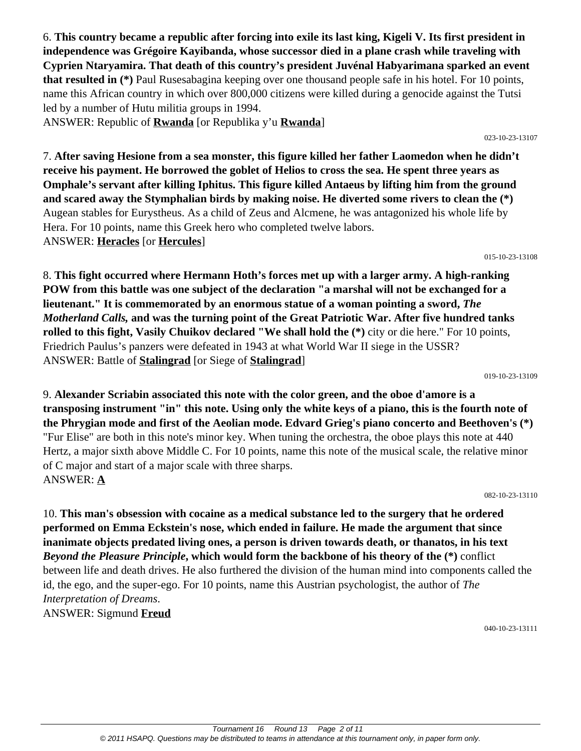6. **This country became a republic after forcing into exile its last king, Kigeli V. Its first president in independence was Grégoire Kayibanda, whose successor died in a plane crash while traveling with Cyprien Ntaryamira. That death of this country's president Juvénal Habyarimana sparked an event that resulted in (*)** Paul Rusesabagina keeping over one thousand people safe in his hotel. For 10 points, name this African country in which over 800,000 citizens were killed during a genocide against the Tutsi led by a number of Hutu militia groups in 1994.
ANSWER: Republic of **Rwanda** [or Republika y'u **Rwanda**]

023-10-23-13107

7. **After saving Hesione from a sea monster, this figure killed her father Laomedon when he didn't receive his payment. He borrowed the goblet of Helios to cross the sea. He spent three years as Omphale's servant after killing Iphitus. This figure killed Antaeus by lifting him from the ground and scared away the Stymphalian birds by making noise. He diverted some rivers to clean the (*)** Augean stables for Eurystheus. As a child of Zeus and Alcmene, he was antagonized his whole life by Hera. For 10 points, name this Greek hero who completed twelve labors.
ANSWER: **Heracles** [or **Hercules**]

015-10-23-13108

8. **This fight occurred where Hermann Hoth's forces met up with a larger army. A high-ranking POW from this battle was one subject of the declaration "a marshal will not be exchanged for a lieutenant." It is commemorated by an enormous statue of a woman pointing a sword, *The Motherland Calls,* and was the turning point of the Great Patriotic War. After five hundred tanks rolled to this fight, Vasily Chuikov declared "We shall hold the (*)** city or die here." For 10 points, Friedrich Paulus's panzers were defeated in 1943 at what World War II siege in the USSR?
ANSWER: Battle of **Stalingrad** [or Siege of **Stalingrad**]

019-10-23-13109

9. **Alexander Scriabin associated this note with the color green, and the oboe d'amore is a transposing instrument "in" this note. Using only the white keys of a piano, this is the fourth note of the Phrygian mode and first of the Aeolian mode. Edvard Grieg's piano concerto and Beethoven's (*)** "Fur Elise" are both in this note's minor key. When tuning the orchestra, the oboe plays this note at 440 Hertz, a major sixth above Middle C. For 10 points, name this note of the musical scale, the relative minor of C major and start of a major scale with three sharps.
ANSWER: **A**

082-10-23-13110

10. **This man's obsession with cocaine as a medical substance led to the surgery that he ordered performed on Emma Eckstein's nose, which ended in failure. He made the argument that since inanimate objects predated living ones, a person is driven towards death, or thanatos, in his text *Beyond the Pleasure Principle*, which would form the backbone of his theory of the (*)** conflict between life and death drives. He also furthered the division of the human mind into components called the id, the ego, and the super-ego. For 10 points, name this Austrian psychologist, the author of *The Interpretation of Dreams*.
ANSWER: Sigmund **Freud**

040-10-23-13111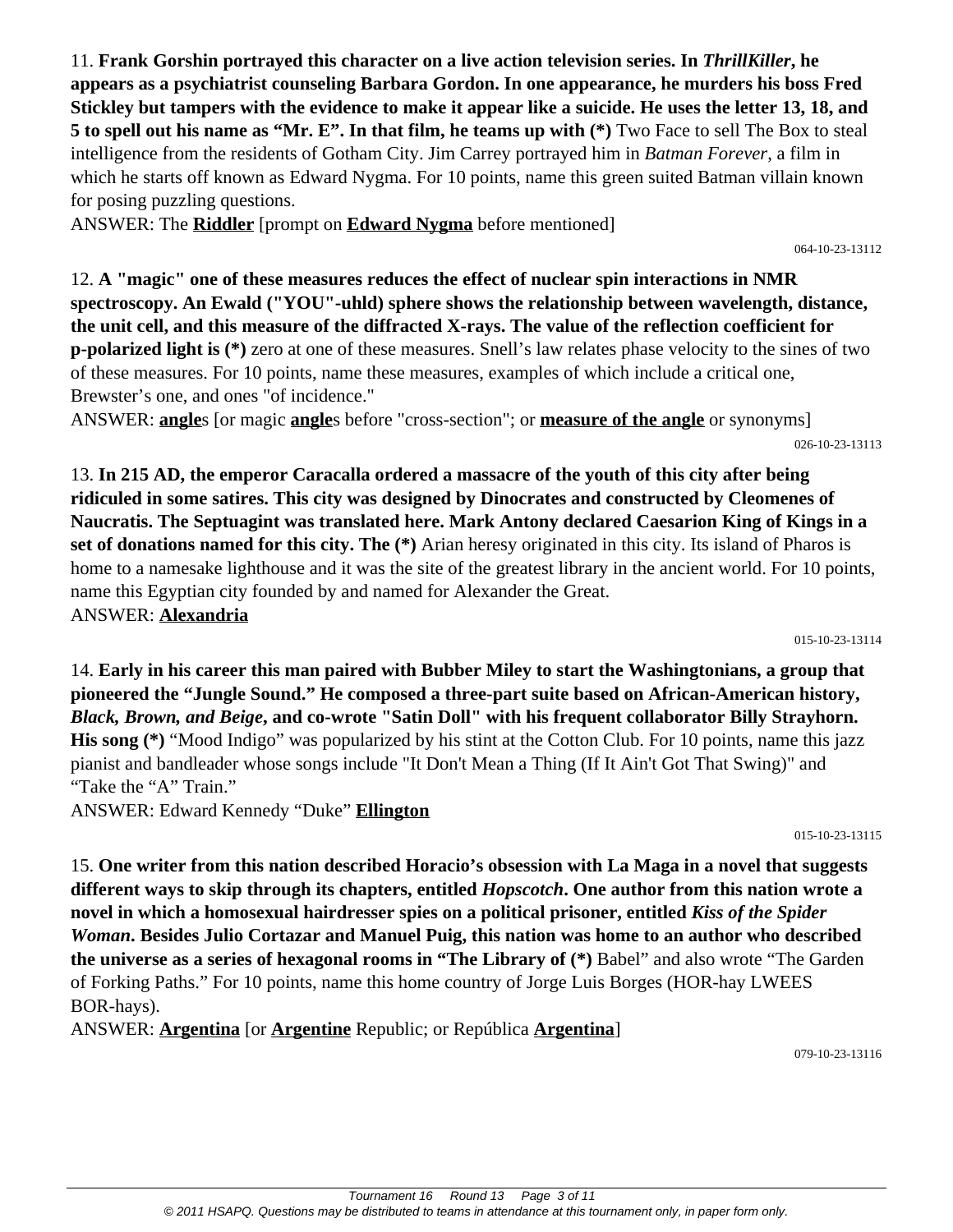11. **Frank Gorshin portrayed this character on a live action television series. In *ThrillKiller*, he appears as a psychiatrist counseling Barbara Gordon. In one appearance, he murders his boss Fred Stickley but tampers with the evidence to make it appear like a suicide. He uses the letter 13, 18, and 5 to spell out his name as "Mr. E". In that film, he teams up with (*)** Two Face to sell The Box to steal intelligence from the residents of Gotham City. Jim Carrey portrayed him in *Batman Forever*, a film in which he starts off known as Edward Nygma. For 10 points, name this green suited Batman villain known for posing puzzling questions.

ANSWER: The **Riddler** [prompt on **Edward Nygma** before mentioned]

064-10-23-13112

12. **A "magic" one of these measures reduces the effect of nuclear spin interactions in NMR spectroscopy. An Ewald ("YOU"-uhld) sphere shows the relationship between wavelength, distance, the unit cell, and this measure of the diffracted X-rays. The value of the reflection coefficient for p-polarized light is (*)** zero at one of these measures. Snell's law relates phase velocity to the sines of two of these measures. For 10 points, name these measures, examples of which include a critical one, Brewster's one, and ones "of incidence."

ANSWER: **angle**s [or magic **angle**s before "cross-section"; or **measure of the angle** or synonyms]

026-10-23-13113

13. **In 215 AD, the emperor Caracalla ordered a massacre of the youth of this city after being ridiculed in some satires. This city was designed by Dinocrates and constructed by Cleomenes of Naucratis. The Septuagint was translated here. Mark Antony declared Caesarion King of Kings in a set of donations named for this city. The (*)** Arian heresy originated in this city. Its island of Pharos is home to a namesake lighthouse and it was the site of the greatest library in the ancient world. For 10 points, name this Egyptian city founded by and named for Alexander the Great.

ANSWER: **Alexandria**

015-10-23-13114

14. **Early in his career this man paired with Bubber Miley to start the Washingtonians, a group that pioneered the "Jungle Sound." He composed a three-part suite based on African-American history, *Black, Brown, and Beige*, and co-wrote "Satin Doll" with his frequent collaborator Billy Strayhorn. His song (*)** "Mood Indigo" was popularized by his stint at the Cotton Club. For 10 points, name this jazz pianist and bandleader whose songs include "It Don't Mean a Thing (If It Ain't Got That Swing)" and "Take the "A" Train."

ANSWER: Edward Kennedy "Duke" **Ellington**

015-10-23-13115

15. **One writer from this nation described Horacio's obsession with La Maga in a novel that suggests different ways to skip through its chapters, entitled *Hopscotch*. One author from this nation wrote a novel in which a homosexual hairdresser spies on a political prisoner, entitled *Kiss of the Spider Woman*. Besides Julio Cortazar and Manuel Puig, this nation was home to an author who described the universe as a series of hexagonal rooms in "The Library of (*)** Babel" and also wrote "The Garden of Forking Paths." For 10 points, name this home country of Jorge Luis Borges (HOR-hay LWEES BOR-hays).

ANSWER: **Argentina** [or **Argentine** Republic; or República **Argentina**]

079-10-23-13116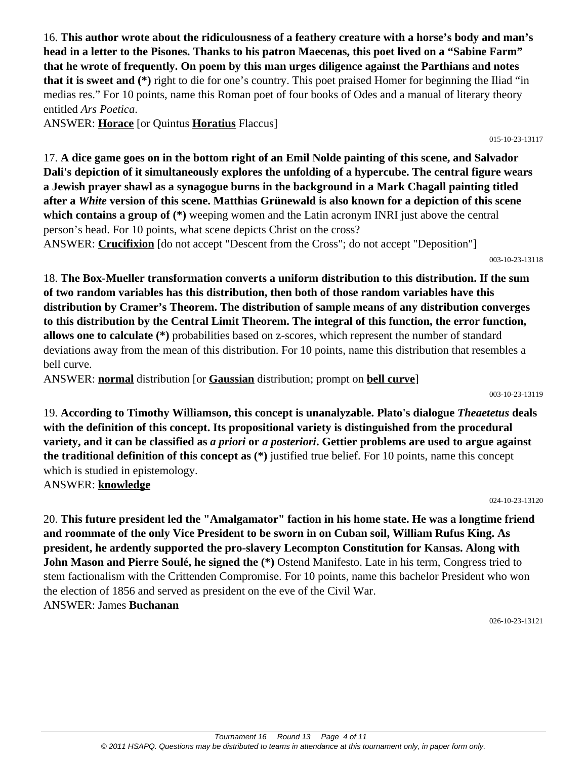16. **This author wrote about the ridiculousness of a feathery creature with a horse's body and man's head in a letter to the Pisones. Thanks to his patron Maecenas, this poet lived on a "Sabine Farm" that he wrote of frequently. On poem by this man urges diligence against the Parthians and notes that it is sweet and (*)** right to die for one's country. This poet praised Homer for beginning the Iliad "in medias res." For 10 points, name this Roman poet of four books of Odes and a manual of literary theory entitled *Ars Poetica*.

ANSWER: **Horace** [or Quintus **Horatius** Flaccus]

015-10-23-13117

17. **A dice game goes on in the bottom right of an Emil Nolde painting of this scene, and Salvador Dali's depiction of it simultaneously explores the unfolding of a hypercube. The central figure wears a Jewish prayer shawl as a synagogue burns in the background in a Mark Chagall painting titled after a *White* version of this scene. Matthias Grünewald is also known for a depiction of this scene which contains a group of (*)** weeping women and the Latin acronym INRI just above the central person's head. For 10 points, what scene depicts Christ on the cross?

ANSWER: **Crucifixion** [do not accept "Descent from the Cross"; do not accept "Deposition"]

003-10-23-13118

18. **The Box-Mueller transformation converts a uniform distribution to this distribution. If the sum of two random variables has this distribution, then both of those random variables have this distribution by Cramer's Theorem. The distribution of sample means of any distribution converges to this distribution by the Central Limit Theorem. The integral of this function, the error function, allows one to calculate (*)** probabilities based on z-scores, which represent the number of standard deviations away from the mean of this distribution. For 10 points, name this distribution that resembles a bell curve.

ANSWER: **normal** distribution [or **Gaussian** distribution; prompt on **bell curve**]

003-10-23-13119

19. **According to Timothy Williamson, this concept is unanalyzable. Plato's dialogue *Theaetetus* deals with the definition of this concept. Its propositional variety is distinguished from the procedural variety, and it can be classified as *a priori* or *a posteriori*. Gettier problems are used to argue against the traditional definition of this concept as (*)** justified true belief. For 10 points, name this concept which is studied in epistemology.

ANSWER: **knowledge**

024-10-23-13120

20. **This future president led the "Amalgamator" faction in his home state. He was a longtime friend and roommate of the only Vice President to be sworn in on Cuban soil, William Rufus King. As president, he ardently supported the pro-slavery Lecompton Constitution for Kansas. Along with John Mason and Pierre Soulé, he signed the (*)** Ostend Manifesto. Late in his term, Congress tried to stem factionalism with the Crittenden Compromise. For 10 points, name this bachelor President who won the election of 1856 and served as president on the eve of the Civil War.

ANSWER: James **Buchanan**

026-10-23-13121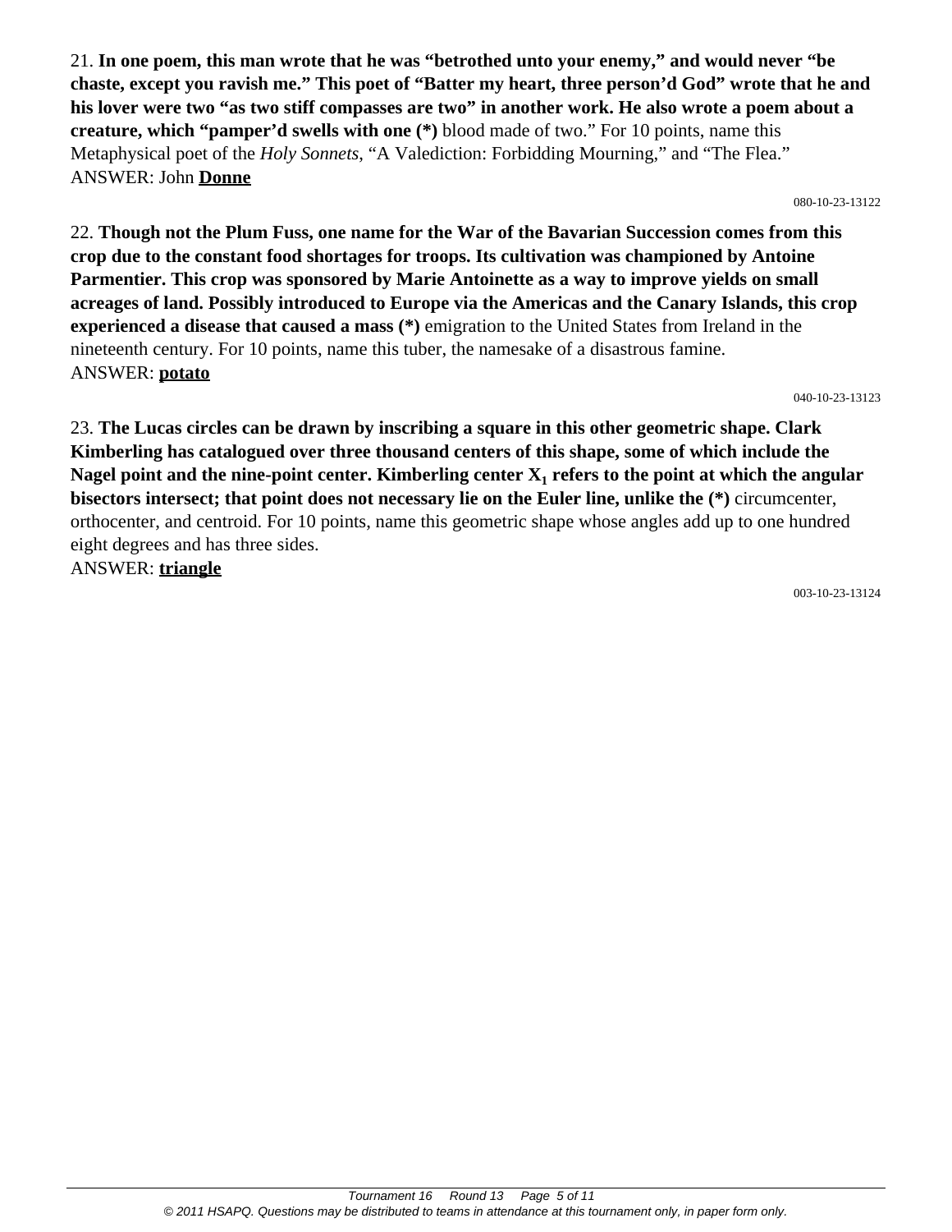21. **In one poem, this man wrote that he was "betrothed unto your enemy," and would never "be chaste, except you ravish me." This poet of "Batter my heart, three person'd God" wrote that he and his lover were two "as two stiff compasses are two" in another work. He also wrote a poem about a creature, which "pamper'd swells with one (*)** blood made of two." For 10 points, name this Metaphysical poet of the *Holy Sonnets*, "A Valediction: Forbidding Mourning," and "The Flea."
ANSWER: John **Donne**

080-10-23-13122

22. **Though not the Plum Fuss, one name for the War of the Bavarian Succession comes from this crop due to the constant food shortages for troops. Its cultivation was championed by Antoine Parmentier. This crop was sponsored by Marie Antoinette as a way to improve yields on small acreages of land. Possibly introduced to Europe via the Americas and the Canary Islands, this crop experienced a disease that caused a mass (*)** emigration to the United States from Ireland in the nineteenth century. For 10 points, name this tuber, the namesake of a disastrous famine.
ANSWER: **potato**

040-10-23-13123

23. **The Lucas circles can be drawn by inscribing a square in this other geometric shape. Clark Kimberling has catalogued over three thousand centers of this shape, some of which include the Nagel point and the nine-point center. Kimberling center $X_1$ refers to the point at which the angular bisectors intersect; that point does not necessary lie on the Euler line, unlike the (*)** circumcenter, orthocenter, and centroid. For 10 points, name this geometric shape whose angles add up to one hundred eight degrees and has three sides.
ANSWER: **triangle**

003-10-23-13124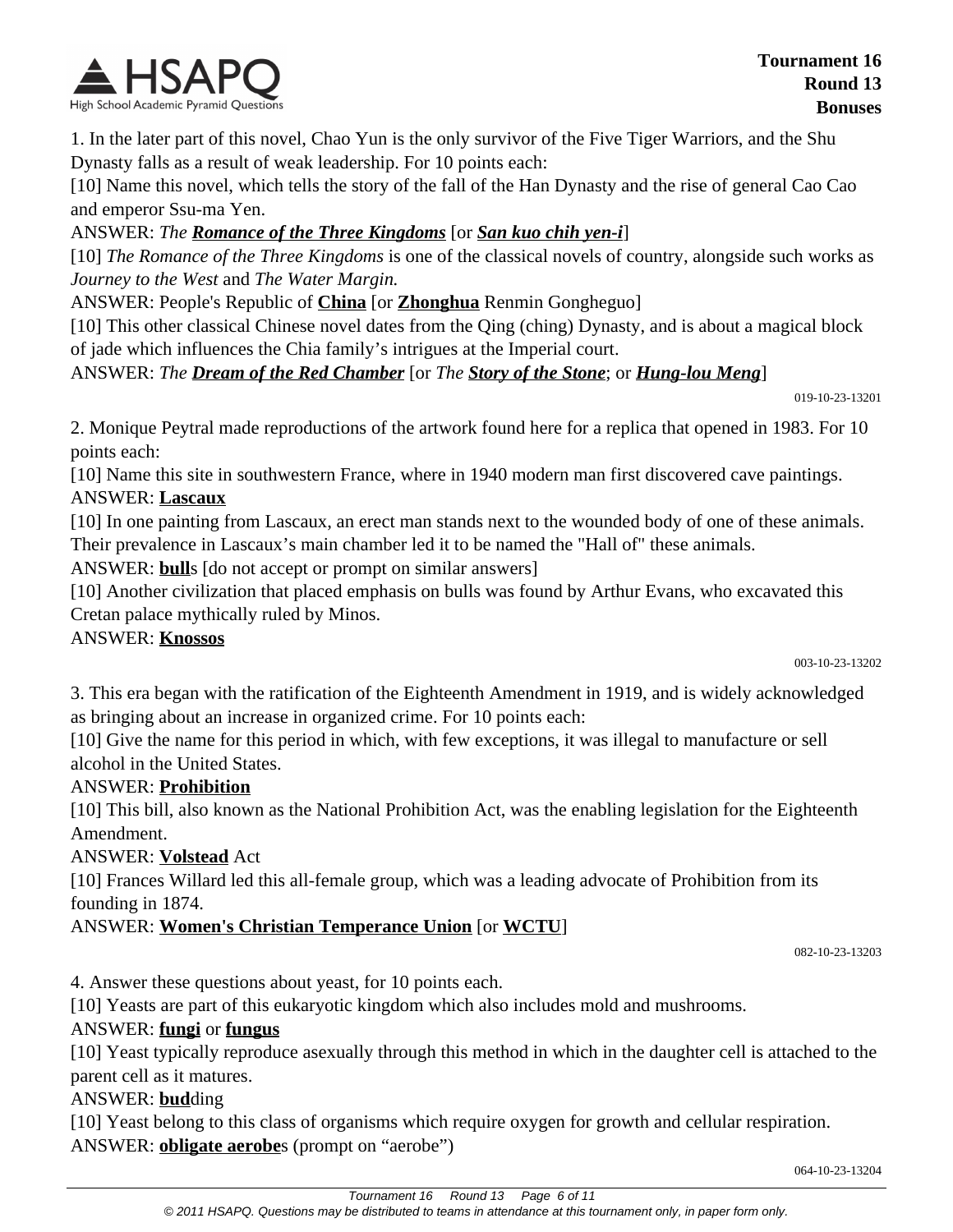1. In the later part of this novel, Chao Yun is the only survivor of the Five Tiger Warriors, and the Shu Dynasty falls as a result of weak leadership. For 10 points each:

[10] Name this novel, which tells the story of the fall of the Han Dynasty and the rise of general Cao Cao and emperor Ssu-ma Yen.

ANSWER: *The* ***Romance of the Three Kingdoms*** [or ***San kuo chih yen-i***]

[10] *The Romance of the Three Kingdoms* is one of the classical novels of country, alongside such works as *Journey to the West* and *The Water Margin.*

ANSWER: People's Republic of **China** [or **Zhonghua** Renmin Gongheguo]

[10] This other classical Chinese novel dates from the Qing (ching) Dynasty, and is about a magical block of jade which influences the Chia family's intrigues at the Imperial court.

ANSWER: *The* ***Dream of the Red Chamber*** [or *The* ***Story of the Stone***; or ***Hung-lou Meng***]

019-10-23-13201

2. Monique Peytral made reproductions of the artwork found here for a replica that opened in 1983. For 10 points each:

[10] Name this site in southwestern France, where in 1940 modern man first discovered cave paintings.

ANSWER: **Lascaux**

[10] In one painting from Lascaux, an erect man stands next to the wounded body of one of these animals. Their prevalence in Lascaux's main chamber led it to be named the "Hall of" these animals.

ANSWER: **bull**s [do not accept or prompt on similar answers]

[10] Another civilization that placed emphasis on bulls was found by Arthur Evans, who excavated this Cretan palace mythically ruled by Minos.

ANSWER: **Knossos**

003-10-23-13202

3. This era began with the ratification of the Eighteenth Amendment in 1919, and is widely acknowledged as bringing about an increase in organized crime. For 10 points each:

[10] Give the name for this period in which, with few exceptions, it was illegal to manufacture or sell alcohol in the United States.

ANSWER: **Prohibition**

[10] This bill, also known as the National Prohibition Act, was the enabling legislation for the Eighteenth Amendment.

ANSWER: **Volstead** Act

[10] Frances Willard led this all-female group, which was a leading advocate of Prohibition from its founding in 1874.

ANSWER: **Women's Christian Temperance Union** [or **WCTU**]

082-10-23-13203

4. Answer these questions about yeast, for 10 points each.

[10] Yeasts are part of this eukaryotic kingdom which also includes mold and mushrooms.

ANSWER: **fungi** or **fungus**

[10] Yeast typically reproduce asexually through this method in which in the daughter cell is attached to the parent cell as it matures.

ANSWER: **bud**ding

[10] Yeast belong to this class of organisms which require oxygen for growth and cellular respiration.

ANSWER: **obligate aerobe**s (prompt on "aerobe")

064-10-23-13204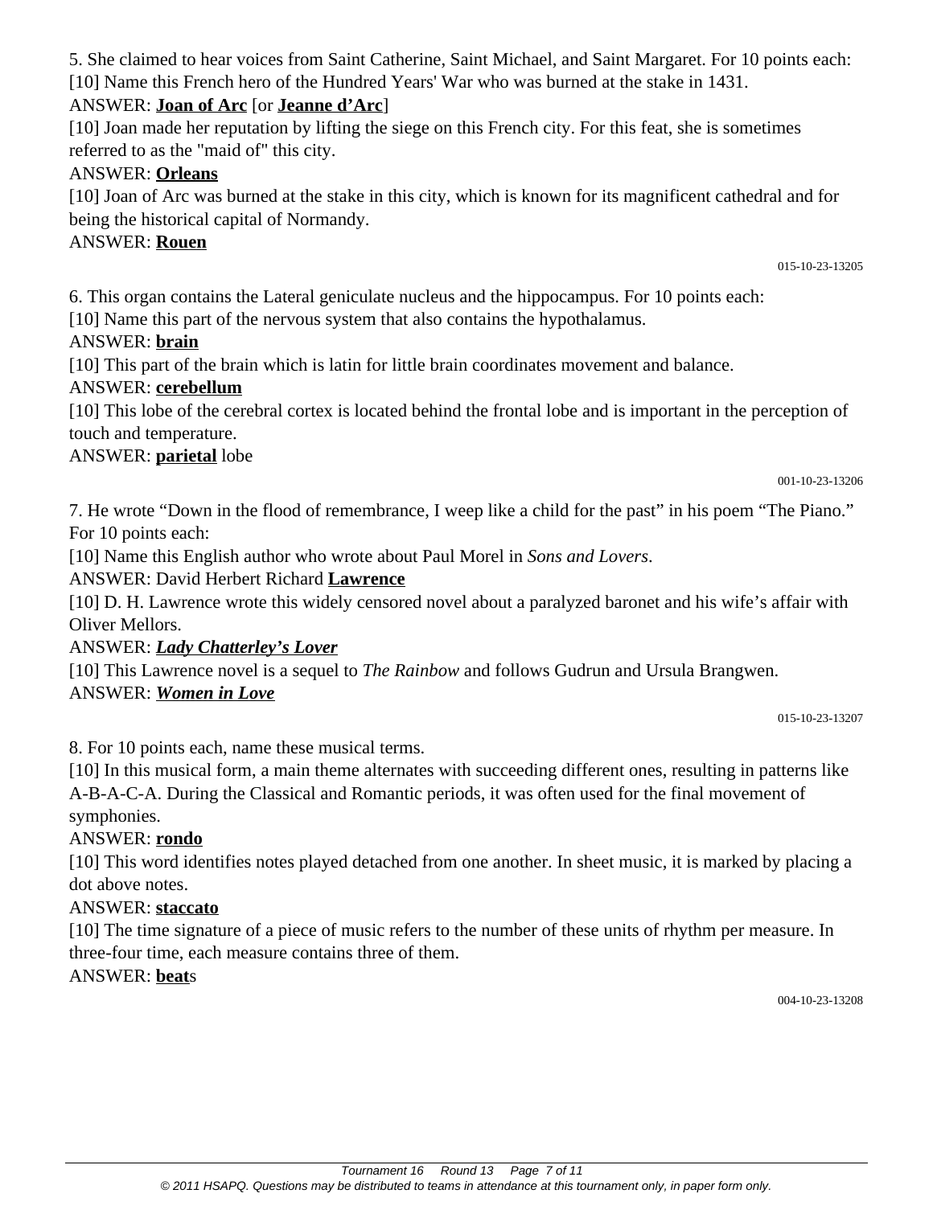5. She claimed to hear voices from Saint Catherine, Saint Michael, and Saint Margaret. For 10 points each:

[10] Name this French hero of the Hundred Years' War who was burned at the stake in 1431.

ANSWER: **Joan of Arc** [or **Jeanne d'Arc**]

[10] Joan made her reputation by lifting the siege on this French city. For this feat, she is sometimes referred to as the "maid of" this city.

ANSWER: **Orleans**

[10] Joan of Arc was burned at the stake in this city, which is known for its magnificent cathedral and for being the historical capital of Normandy.

ANSWER: **Rouen**

015-10-23-13205

6. This organ contains the Lateral geniculate nucleus and the hippocampus. For 10 points each:

[10] Name this part of the nervous system that also contains the hypothalamus.

ANSWER: **brain**

[10] This part of the brain which is latin for little brain coordinates movement and balance.

ANSWER: **cerebellum**

[10] This lobe of the cerebral cortex is located behind the frontal lobe and is important in the perception of touch and temperature.

ANSWER: **parietal** lobe

001-10-23-13206

7. He wrote "Down in the flood of remembrance, I weep like a child for the past" in his poem "The Piano." For 10 points each:

[10] Name this English author who wrote about Paul Morel in *Sons and Lovers*.

ANSWER: David Herbert Richard **Lawrence**

[10] D. H. Lawrence wrote this widely censored novel about a paralyzed baronet and his wife's affair with Oliver Mellors.

ANSWER: ***Lady Chatterley's Lover***

[10] This Lawrence novel is a sequel to *The Rainbow* and follows Gudrun and Ursula Brangwen.

ANSWER: ***Women in Love***

015-10-23-13207

8. For 10 points each, name these musical terms.

[10] In this musical form, a main theme alternates with succeeding different ones, resulting in patterns like A-B-A-C-A. During the Classical and Romantic periods, it was often used for the final movement of symphonies.

ANSWER: **rondo**

[10] This word identifies notes played detached from one another. In sheet music, it is marked by placing a dot above notes.

ANSWER: **staccato**

[10] The time signature of a piece of music refers to the number of these units of rhythm per measure. In three-four time, each measure contains three of them.

ANSWER: **beat**s

004-10-23-13208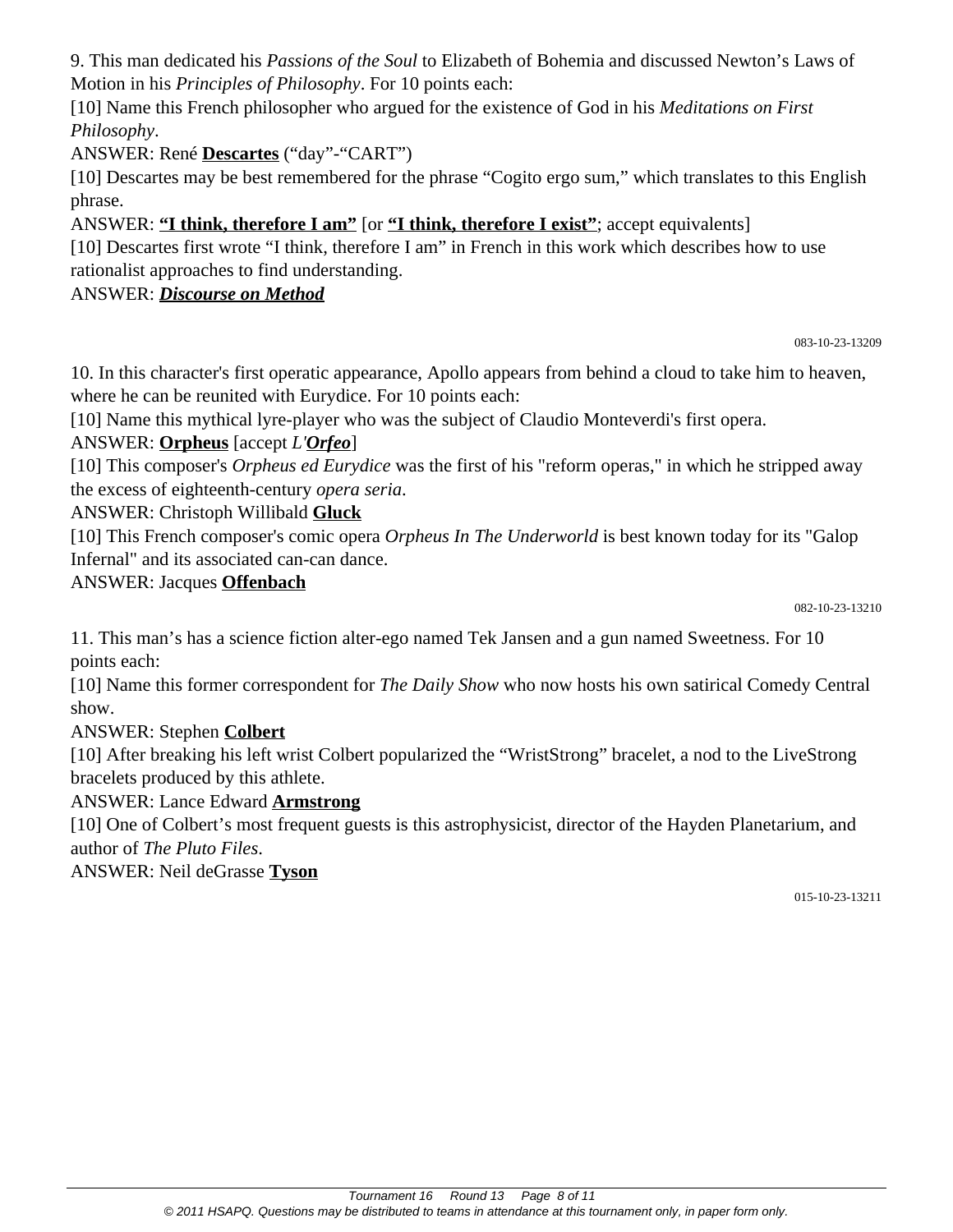9. This man dedicated his *Passions of the Soul* to Elizabeth of Bohemia and discussed Newton's Laws of Motion in his *Principles of Philosophy*. For 10 points each:

[10] Name this French philosopher who argued for the existence of God in his *Meditations on First Philosophy*.

ANSWER: René **Descartes** ("day"-"CART")

[10] Descartes may be best remembered for the phrase "Cogito ergo sum," which translates to this English phrase.

ANSWER: **"I think, therefore I am"** [or **"I think, therefore I exist"**; accept equivalents]

[10] Descartes first wrote "I think, therefore I am" in French in this work which describes how to use rationalist approaches to find understanding.

ANSWER: ***Discourse on Method***

083-10-23-13209

10. In this character's first operatic appearance, Apollo appears from behind a cloud to take him to heaven, where he can be reunited with Eurydice. For 10 points each:

[10] Name this mythical lyre-player who was the subject of Claudio Monteverdi's first opera.

ANSWER: **Orpheus** [accept *L'**Orfeo***]

[10] This composer's *Orpheus ed Eurydice* was the first of his "reform operas," in which he stripped away the excess of eighteenth-century *opera seria*.

ANSWER: Christoph Willibald **Gluck**

[10] This French composer's comic opera *Orpheus In The Underworld* is best known today for its "Galop Infernal" and its associated can-can dance.

ANSWER: Jacques **Offenbach**

082-10-23-13210

11. This man's has a science fiction alter-ego named Tek Jansen and a gun named Sweetness. For 10 points each:

[10] Name this former correspondent for *The Daily Show* who now hosts his own satirical Comedy Central show.

ANSWER: Stephen **Colbert**

[10] After breaking his left wrist Colbert popularized the "WristStrong" bracelet, a nod to the LiveStrong bracelets produced by this athlete.

ANSWER: Lance Edward **Armstrong**

[10] One of Colbert's most frequent guests is this astrophysicist, director of the Hayden Planetarium, and author of *The Pluto Files*.

ANSWER: Neil deGrasse **Tyson**

015-10-23-13211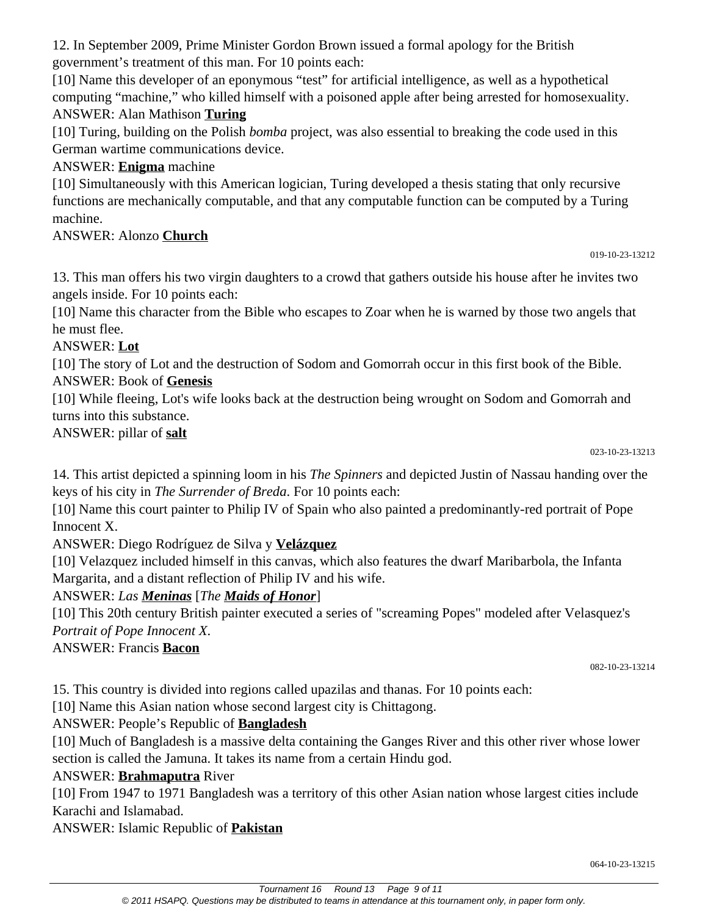12. In September 2009, Prime Minister Gordon Brown issued a formal apology for the British government's treatment of this man. For 10 points each:

[10] Name this developer of an eponymous "test" for artificial intelligence, as well as a hypothetical computing "machine," who killed himself with a poisoned apple after being arrested for homosexuality.

ANSWER: Alan Mathison **Turing**

[10] Turing, building on the Polish *bomba* project, was also essential to breaking the code used in this German wartime communications device.

ANSWER: **Enigma** machine

[10] Simultaneously with this American logician, Turing developed a thesis stating that only recursive functions are mechanically computable, and that any computable function can be computed by a Turing machine.

ANSWER: Alonzo **Church**

019-10-23-13212

13. This man offers his two virgin daughters to a crowd that gathers outside his house after he invites two angels inside. For 10 points each:

[10] Name this character from the Bible who escapes to Zoar when he is warned by those two angels that he must flee.

ANSWER: **Lot**

[10] The story of Lot and the destruction of Sodom and Gomorrah occur in this first book of the Bible.

ANSWER: Book of **Genesis**

[10] While fleeing, Lot's wife looks back at the destruction being wrought on Sodom and Gomorrah and turns into this substance.

ANSWER: pillar of **salt**

023-10-23-13213

14. This artist depicted a spinning loom in his *The Spinners* and depicted Justin of Nassau handing over the keys of his city in *The Surrender of Breda*. For 10 points each:

[10] Name this court painter to Philip IV of Spain who also painted a predominantly-red portrait of Pope Innocent X.

ANSWER: Diego Rodríguez de Silva y **Velázquez**

[10] Velazquez included himself in this canvas, which also features the dwarf Maribarbola, the Infanta Margarita, and a distant reflection of Philip IV and his wife.

ANSWER: *Las **Meninas*** [*The **Maids of Honor***]

[10] This 20th century British painter executed a series of "screaming Popes" modeled after Velasquez's *Portrait of Pope Innocent X*.

ANSWER: Francis **Bacon**

082-10-23-13214

15. This country is divided into regions called upazilas and thanas. For 10 points each:

[10] Name this Asian nation whose second largest city is Chittagong.

ANSWER: People's Republic of **Bangladesh**

[10] Much of Bangladesh is a massive delta containing the Ganges River and this other river whose lower section is called the Jamuna. It takes its name from a certain Hindu god.

ANSWER: **Brahmaputra** River

[10] From 1947 to 1971 Bangladesh was a territory of this other Asian nation whose largest cities include Karachi and Islamabad.

ANSWER: Islamic Republic of **Pakistan**

064-10-23-13215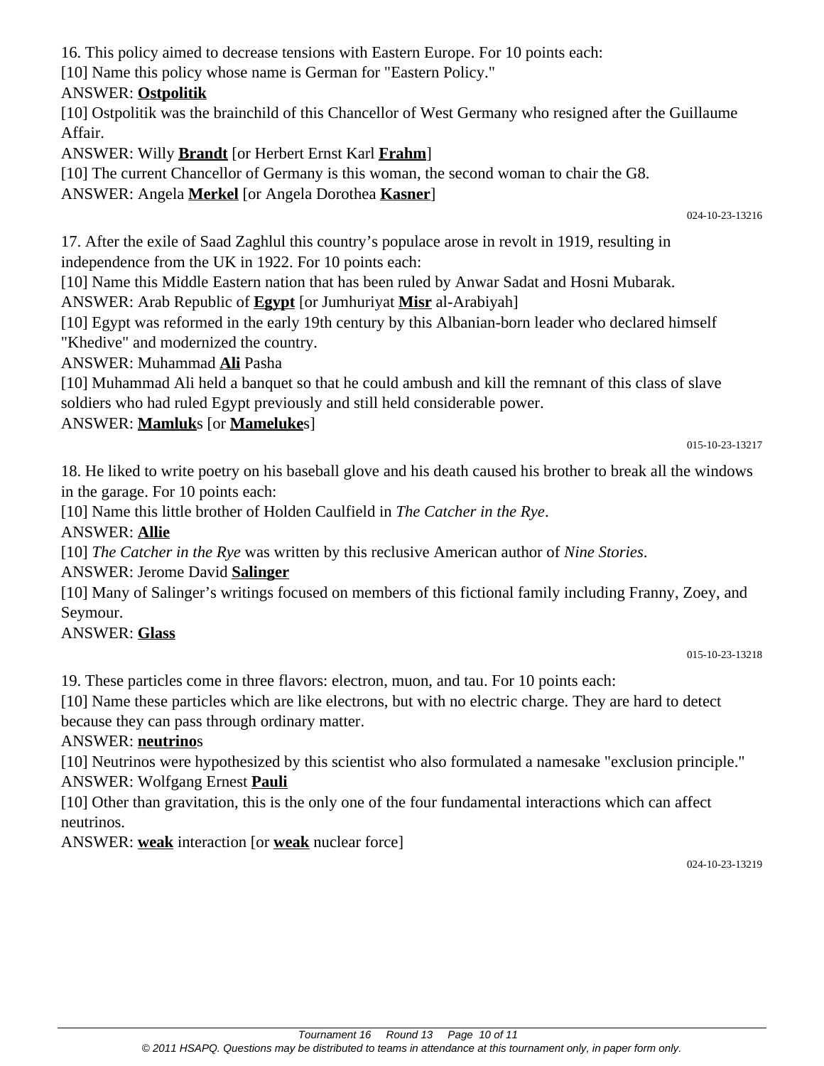16. This policy aimed to decrease tensions with Eastern Europe. For 10 points each:

[10] Name this policy whose name is German for "Eastern Policy."

ANSWER: **Ostpolitik**

[10] Ostpolitik was the brainchild of this Chancellor of West Germany who resigned after the Guillaume Affair.

ANSWER: Willy **Brandt** [or Herbert Ernst Karl **Frahm**]

[10] The current Chancellor of Germany is this woman, the second woman to chair the G8.

ANSWER: Angela **Merkel** [or Angela Dorothea **Kasner**]

024-10-23-13216

17. After the exile of Saad Zaghlul this country's populace arose in revolt in 1919, resulting in independence from the UK in 1922. For 10 points each:

[10] Name this Middle Eastern nation that has been ruled by Anwar Sadat and Hosni Mubarak.

ANSWER: Arab Republic of **Egypt** [or Jumhuriyat **Misr** al-Arabiyah]

[10] Egypt was reformed in the early 19th century by this Albanian-born leader who declared himself "Khedive" and modernized the country.

ANSWER: Muhammad **Ali** Pasha

[10] Muhammad Ali held a banquet so that he could ambush and kill the remnant of this class of slave soldiers who had ruled Egypt previously and still held considerable power.

ANSWER: **Mamluk**s [or **Mameluke**s]

015-10-23-13217

18. He liked to write poetry on his baseball glove and his death caused his brother to break all the windows in the garage. For 10 points each:

[10] Name this little brother of Holden Caulfield in *The Catcher in the Rye*.

ANSWER: **Allie**

[10] *The Catcher in the Rye* was written by this reclusive American author of *Nine Stories*.

ANSWER: Jerome David **Salinger**

[10] Many of Salinger's writings focused on members of this fictional family including Franny, Zoey, and Seymour.

ANSWER: **Glass**

015-10-23-13218

19. These particles come in three flavors: electron, muon, and tau. For 10 points each:

[10] Name these particles which are like electrons, but with no electric charge. They are hard to detect because they can pass through ordinary matter.

ANSWER: **neutrino**s

[10] Neutrinos were hypothesized by this scientist who also formulated a namesake "exclusion principle."

ANSWER: Wolfgang Ernest **Pauli**

[10] Other than gravitation, this is the only one of the four fundamental interactions which can affect neutrinos.

ANSWER: **weak** interaction [or **weak** nuclear force]

024-10-23-13219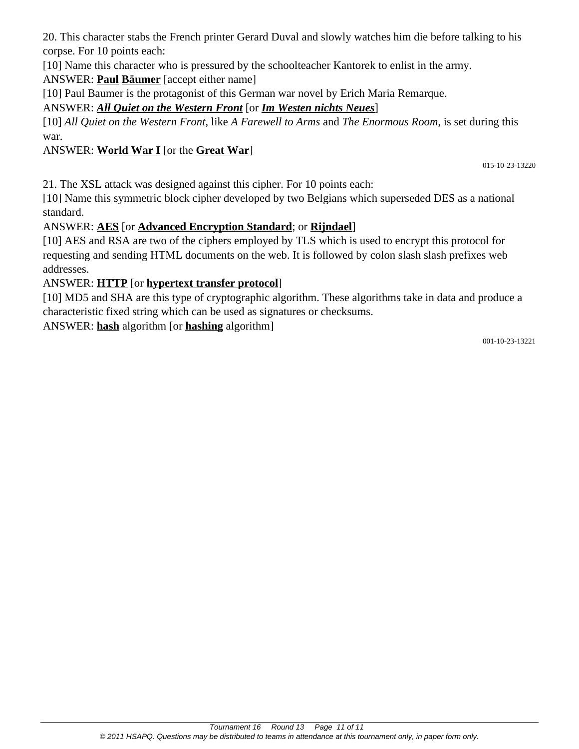20. This character stabs the French printer Gerard Duval and slowly watches him die before talking to his corpse. For 10 points each:

[10] Name this character who is pressured by the schoolteacher Kantorek to enlist in the army.

ANSWER: **Paul Bäumer** [accept either name]

[10] Paul Baumer is the protagonist of this German war novel by Erich Maria Remarque.

ANSWER: ***All Quiet on the Western Front*** [or ***Im Westen nichts Neues***]

[10] *All Quiet on the Western Front*, like *A Farewell to Arms* and *The Enormous Room*, is set during this war.

ANSWER: **World War I** [or the **Great War**]

015-10-23-13220

21. The XSL attack was designed against this cipher. For 10 points each:

[10] Name this symmetric block cipher developed by two Belgians which superseded DES as a national standard.

ANSWER: **AES** [or **Advanced Encryption Standard**; or **Rijndael**]

[10] AES and RSA are two of the ciphers employed by TLS which is used to encrypt this protocol for requesting and sending HTML documents on the web. It is followed by colon slash slash prefixes web addresses.

ANSWER: **HTTP** [or **hypertext transfer protocol**]

[10] MD5 and SHA are this type of cryptographic algorithm. These algorithms take in data and produce a characteristic fixed string which can be used as signatures or checksums.

ANSWER: **hash** algorithm [or **hashing** algorithm]

001-10-23-13221